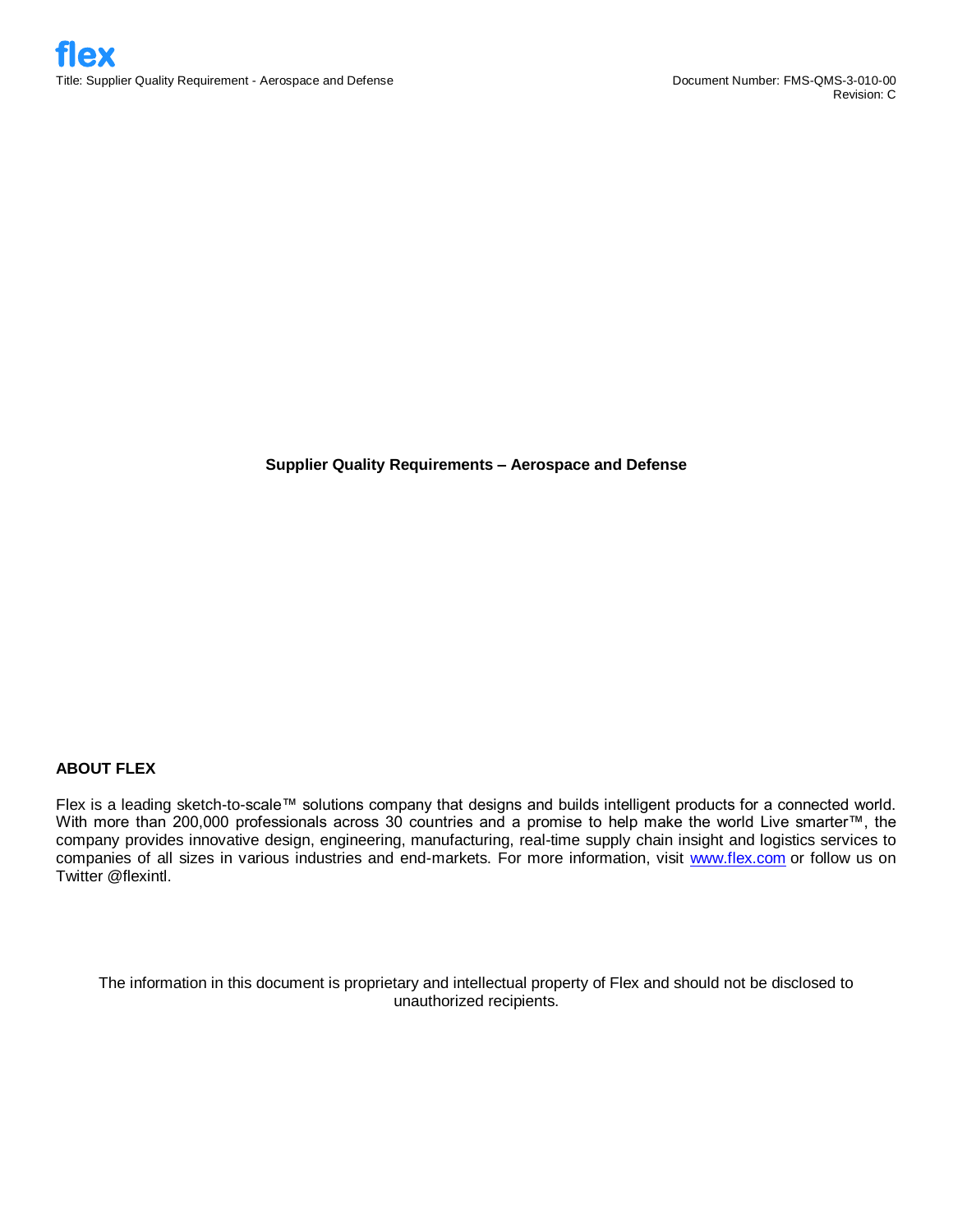# Supplier Quality Requirements – Aerospace and Defense

## ABOUT FLEX

Flex is a leading sketch-to-scale™ solutions company that designs and builds intelligent products for a connected world. With more than 200,000 professionals across 30 countries and a promise to help make the world Live smarter™, the company provides innovative design, engineering, manufacturing, real-time supply chain insight and logistics services to companies of all sizes in various industries and end-markets. For more information, visit www.flex.com or follow us on Twitter @flexintl.

The information in this document is proprietary and intellectual property of Flex and should not be disclosed to unauthorized recipients.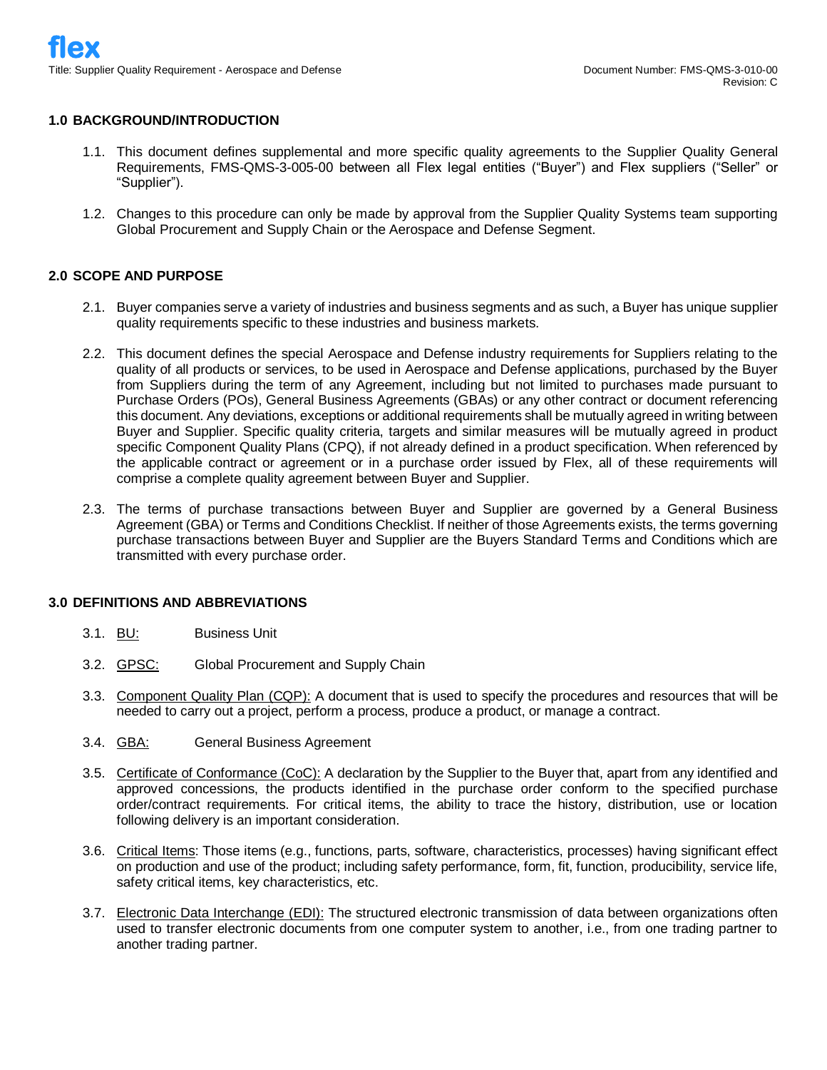## 1.0 BACKGROUND/INTRODUCTION

1.1. This document defines supplemental and more specific quality agreements to the Supplier Quality General Requirements, FMS-QMS-3-005-00 between all Flex legal entities ("Buyer") and Flex suppliers ("Seller" or "Supplier").

1.2. Changes to this procedure can only be made by approval from the Supplier Quality Systems team supporting Global Procurement and Supply Chain or the Aerospace and Defense Segment.

## 2.0 SCOPE AND PURPOSE

2.1. Buyer companies serve a variety of industries and business segments and as such, a Buyer has unique supplier quality requirements specific to these industries and business markets.

2.2. This document defines the special Aerospace and Defense industry requirements for Suppliers relating to the quality of all products or services, to be used in Aerospace and Defense applications, purchased by the Buyer from Suppliers during the term of any Agreement, including but not limited to purchases made pursuant to Purchase Orders (POs), General Business Agreements (GBAs) or any other contract or document referencing this document. Any deviations, exceptions or additional requirements shall be mutually agreed in writing between Buyer and Supplier. Specific quality criteria, targets and similar measures will be mutually agreed in product specific Component Quality Plans (CPQ), if not already defined in a product specification. When referenced by the applicable contract or agreement or in a purchase order issued by Flex, all of these requirements will comprise a complete quality agreement between Buyer and Supplier.

2.3. The terms of purchase transactions between Buyer and Supplier are governed by a General Business Agreement (GBA) or Terms and Conditions Checklist. If neither of those Agreements exists, the terms governing purchase transactions between Buyer and Supplier are the Buyers Standard Terms and Conditions which are transmitted with every purchase order.

## 3.0 DEFINITIONS AND ABBREVIATIONS

3.1. BU: Business Unit

3.2. GPSC: Global Procurement and Supply Chain

3.3. Component Quality Plan (CQP): A document that is used to specify the procedures and resources that will be needed to carry out a project, perform a process, produce a product, or manage a contract.

3.4. GBA: General Business Agreement

3.5. Certificate of Conformance (CoC): A declaration by the Supplier to the Buyer that, apart from any identified and approved concessions, the products identified in the purchase order conform to the specified purchase order/contract requirements. For critical items, the ability to trace the history, distribution, use or location following delivery is an important consideration.

3.6. Critical Items: Those items (e.g., functions, parts, software, characteristics, processes) having significant effect on production and use of the product; including safety performance, form, fit, function, producibility, service life, safety critical items, key characteristics, etc.

3.7. Electronic Data Interchange (EDI): The structured electronic transmission of data between organizations often used to transfer electronic documents from one computer system to another, i.e., from one trading partner to another trading partner.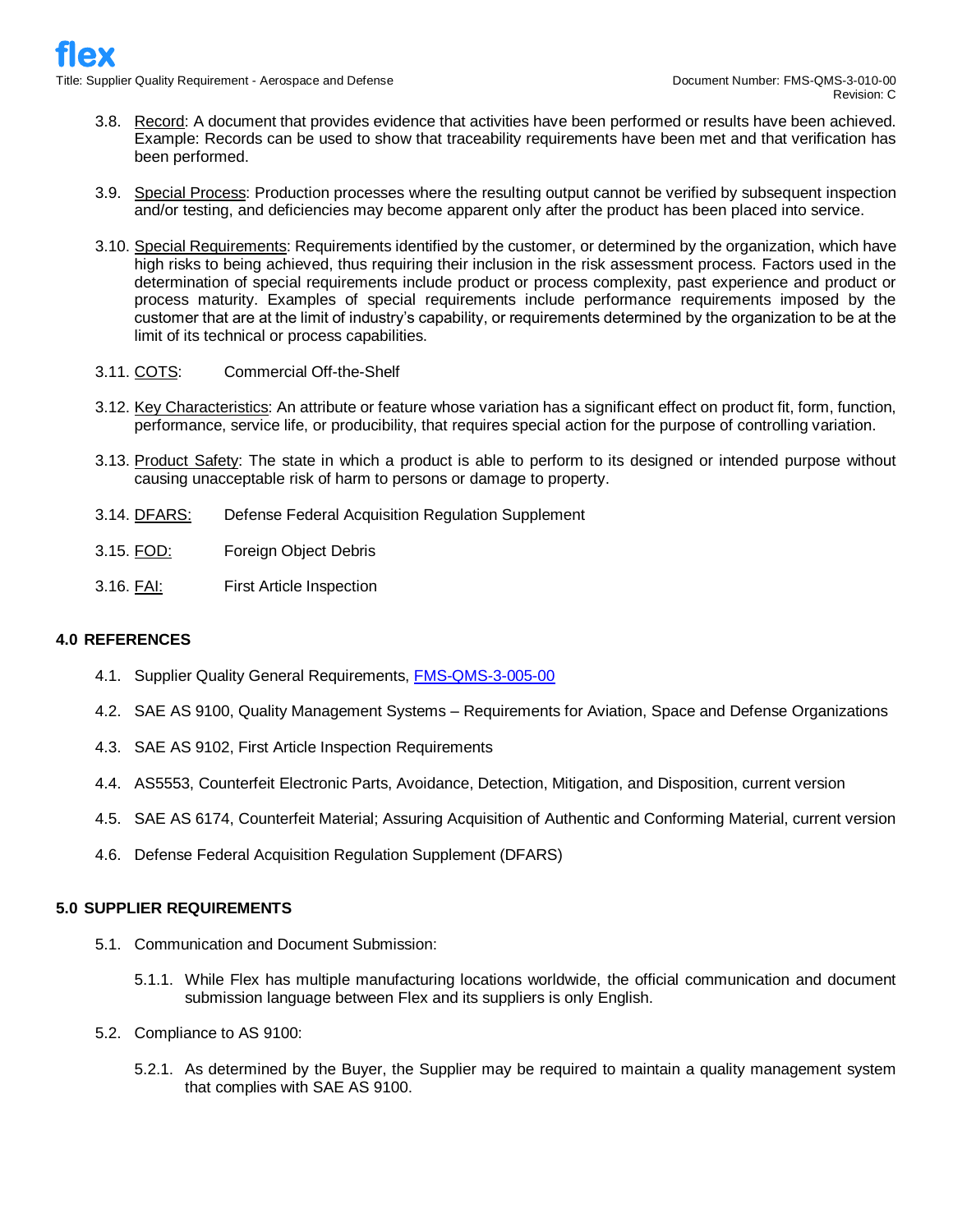3.8. Record: A document that provides evidence that activities have been performed or results have been achieved. Example: Records can be used to show that traceability requirements have been met and that verification has been performed.

3.9. Special Process: Production processes where the resulting output cannot be verified by subsequent inspection and/or testing, and deficiencies may become apparent only after the product has been placed into service.

3.10. Special Requirements: Requirements identified by the customer, or determined by the organization, which have high risks to being achieved, thus requiring their inclusion in the risk assessment process. Factors used in the determination of special requirements include product or process complexity, past experience and product or process maturity. Examples of special requirements include performance requirements imposed by the customer that are at the limit of industry's capability, or requirements determined by the organization to be at the limit of its technical or process capabilities.

3.11. COTS: Commercial Off-the-Shelf

3.12. Key Characteristics: An attribute or feature whose variation has a significant effect on product fit, form, function, performance, service life, or producibility, that requires special action for the purpose of controlling variation.

3.13. Product Safety: The state in which a product is able to perform to its designed or intended purpose without causing unacceptable risk of harm to persons or damage to property.

3.14. DFARS: Defense Federal Acquisition Regulation Supplement

3.15. FOD: Foreign Object Debris

3.16. FAI: First Article Inspection

## 4.0 REFERENCES

4.1. Supplier Quality General Requirements, FMS-QMS-3-005-00

4.2. SAE AS 9100, Quality Management Systems – Requirements for Aviation, Space and Defense Organizations

4.3. SAE AS 9102, First Article Inspection Requirements

4.4. AS5553, Counterfeit Electronic Parts, Avoidance, Detection, Mitigation, and Disposition, current version

4.5. SAE AS 6174, Counterfeit Material; Assuring Acquisition of Authentic and Conforming Material, current version

4.6. Defense Federal Acquisition Regulation Supplement (DFARS)

## 5.0 SUPPLIER REQUIREMENTS

5.1. Communication and Document Submission:

5.1.1. While Flex has multiple manufacturing locations worldwide, the official communication and document submission language between Flex and its suppliers is only English.

5.2. Compliance to AS 9100:

5.2.1. As determined by the Buyer, the Supplier may be required to maintain a quality management system that complies with SAE AS 9100.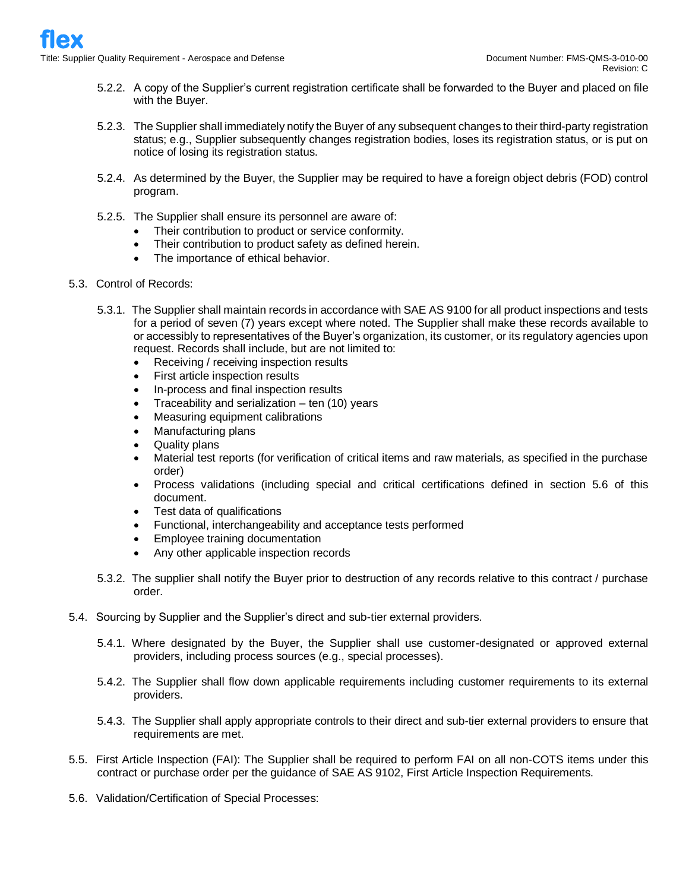5.2.2. A copy of the Supplier's current registration certificate shall be forwarded to the Buyer and placed on file with the Buyer.

5.2.3. The Supplier shall immediately notify the Buyer of any subsequent changes to their third-party registration status; e.g., Supplier subsequently changes registration bodies, loses its registration status, or is put on notice of losing its registration status.

5.2.4. As determined by the Buyer, the Supplier may be required to have a foreign object debris (FOD) control program.

5.2.5. The Supplier shall ensure its personnel are aware of:

- Their contribution to product or service conformity.
- Their contribution to product safety as defined herein.
- The importance of ethical behavior.

5.3. Control of Records:

5.3.1. The Supplier shall maintain records in accordance with SAE AS 9100 for all product inspections and tests for a period of seven (7) years except where noted. The Supplier shall make these records available to or accessibly to representatives of the Buyer's organization, its customer, or its regulatory agencies upon request. Records shall include, but are not limited to:

- Receiving / receiving inspection results
- First article inspection results
- In-process and final inspection results
- Traceability and serialization – ten (10) years
- Measuring equipment calibrations
- Manufacturing plans
- Quality plans
- Material test reports (for verification of critical items and raw materials, as specified in the purchase order)
- Process validations (including special and critical certifications defined in section 5.6 of this document.
- Test data of qualifications
- Functional, interchangeability and acceptance tests performed
- Employee training documentation
- Any other applicable inspection records

5.3.2. The supplier shall notify the Buyer prior to destruction of any records relative to this contract / purchase order.

5.4. Sourcing by Supplier and the Supplier's direct and sub-tier external providers.

5.4.1. Where designated by the Buyer, the Supplier shall use customer-designated or approved external providers, including process sources (e.g., special processes).

5.4.2. The Supplier shall flow down applicable requirements including customer requirements to its external providers.

5.4.3. The Supplier shall apply appropriate controls to their direct and sub-tier external providers to ensure that requirements are met.

5.5. First Article Inspection (FAI): The Supplier shall be required to perform FAI on all non-COTS items under this contract or purchase order per the guidance of SAE AS 9102, First Article Inspection Requirements.

5.6. Validation/Certification of Special Processes: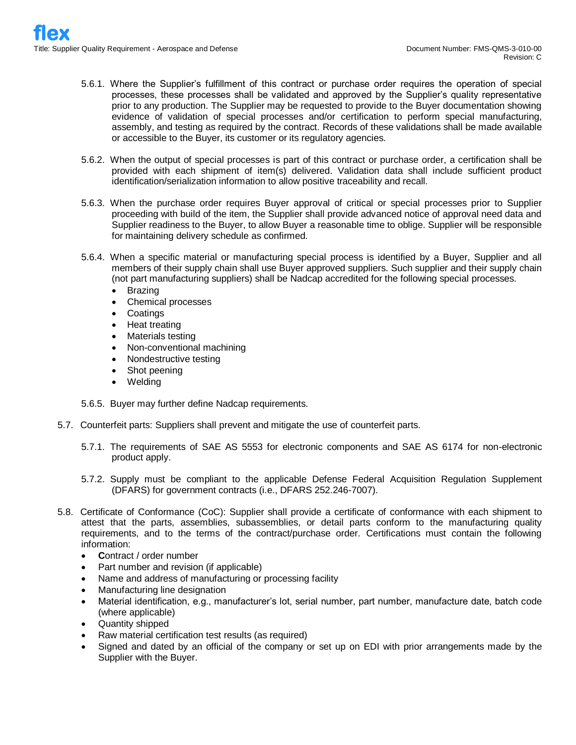5.6.1. Where the Supplier's fulfillment of this contract or purchase order requires the operation of special processes, these processes shall be validated and approved by the Supplier's quality representative prior to any production. The Supplier may be requested to provide to the Buyer documentation showing evidence of validation of special processes and/or certification to perform special manufacturing, assembly, and testing as required by the contract. Records of these validations shall be made available or accessible to the Buyer, its customer or its regulatory agencies.

5.6.2. When the output of special processes is part of this contract or purchase order, a certification shall be provided with each shipment of item(s) delivered. Validation data shall include sufficient product identification/serialization information to allow positive traceability and recall.

5.6.3. When the purchase order requires Buyer approval of critical or special processes prior to Supplier proceeding with build of the item, the Supplier shall provide advanced notice of approval need data and Supplier readiness to the Buyer, to allow Buyer a reasonable time to oblige. Supplier will be responsible for maintaining delivery schedule as confirmed.

5.6.4. When a specific material or manufacturing special process is identified by a Buyer, Supplier and all members of their supply chain shall use Buyer approved suppliers. Such supplier and their supply chain (not part manufacturing suppliers) shall be Nadcap accredited for the following special processes.

- Brazing
- Chemical processes
- Coatings
- Heat treating
- Materials testing
- Non-conventional machining
- Nondestructive testing
- Shot peening
- Welding

5.6.5. Buyer may further define Nadcap requirements.

5.7. Counterfeit parts: Suppliers shall prevent and mitigate the use of counterfeit parts.

5.7.1. The requirements of SAE AS 5553 for electronic components and SAE AS 6174 for non-electronic product apply.

5.7.2. Supply must be compliant to the applicable Defense Federal Acquisition Regulation Supplement (DFARS) for government contracts (i.e., DFARS 252.246-7007).

5.8. Certificate of Conformance (CoC): Supplier shall provide a certificate of conformance with each shipment to attest that the parts, assemblies, subassemblies, or detail parts conform to the manufacturing quality requirements, and to the terms of the contract/purchase order. Certifications must contain the following information:

- **C**ontract / order number
- Part number and revision (if applicable)
- Name and address of manufacturing or processing facility
- Manufacturing line designation
- Material identification, e.g., manufacturer's lot, serial number, part number, manufacture date, batch code (where applicable)
- Quantity shipped
- Raw material certification test results (as required)
- Signed and dated by an official of the company or set up on EDI with prior arrangements made by the Supplier with the Buyer.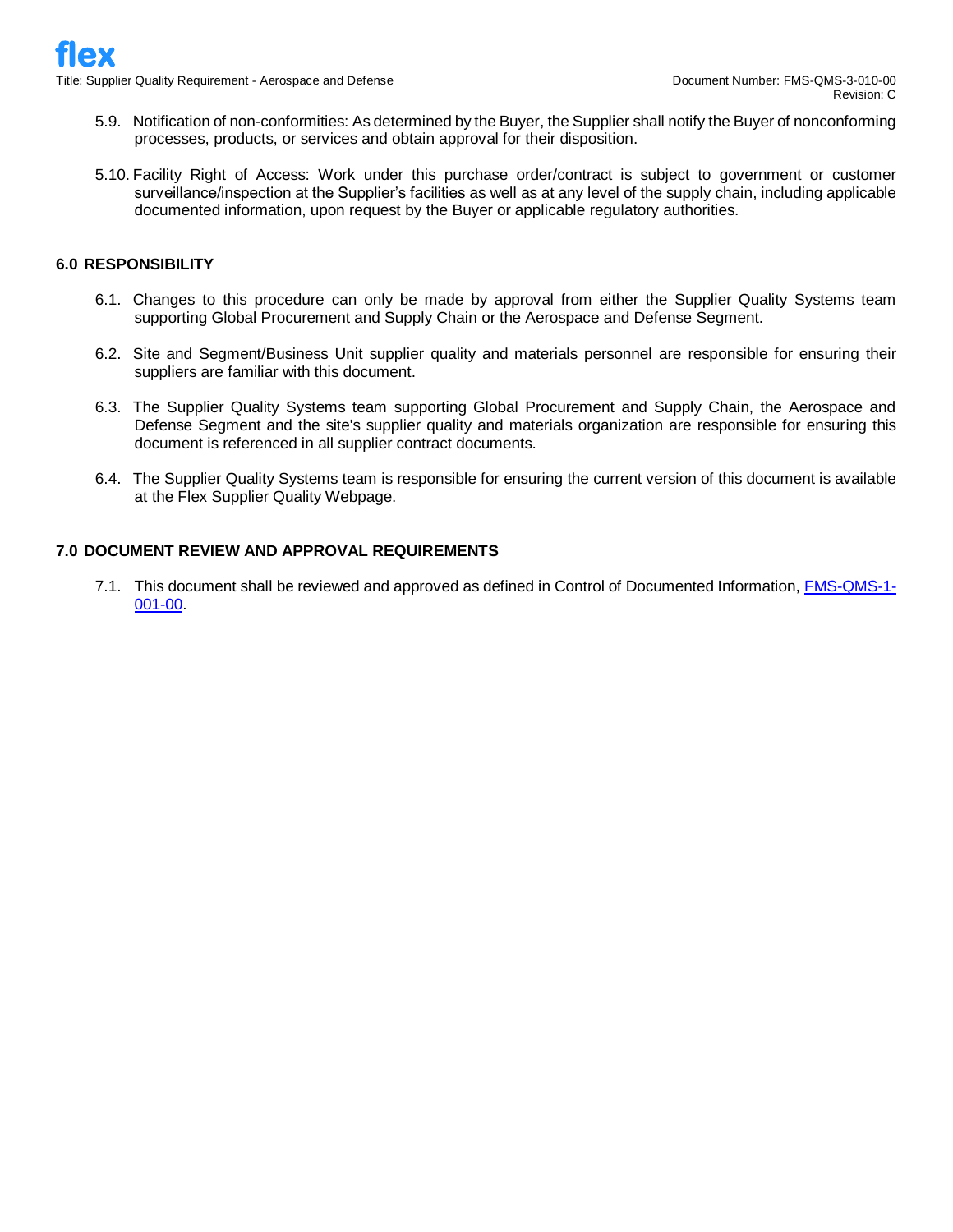5.9. Notification of non-conformities: As determined by the Buyer, the Supplier shall notify the Buyer of nonconforming processes, products, or services and obtain approval for their disposition.

5.10. Facility Right of Access: Work under this purchase order/contract is subject to government or customer surveillance/inspection at the Supplier's facilities as well as at any level of the supply chain, including applicable documented information, upon request by the Buyer or applicable regulatory authorities.

## 6.0 RESPONSIBILITY

6.1. Changes to this procedure can only be made by approval from either the Supplier Quality Systems team supporting Global Procurement and Supply Chain or the Aerospace and Defense Segment.

6.2. Site and Segment/Business Unit supplier quality and materials personnel are responsible for ensuring their suppliers are familiar with this document.

6.3. The Supplier Quality Systems team supporting Global Procurement and Supply Chain, the Aerospace and Defense Segment and the site's supplier quality and materials organization are responsible for ensuring this document is referenced in all supplier contract documents.

6.4. The Supplier Quality Systems team is responsible for ensuring the current version of this document is available at the Flex Supplier Quality Webpage.

## 7.0 DOCUMENT REVIEW AND APPROVAL REQUIREMENTS

7.1. This document shall be reviewed and approved as defined in Control of Documented Information, FMS-QMS-1-001-00.